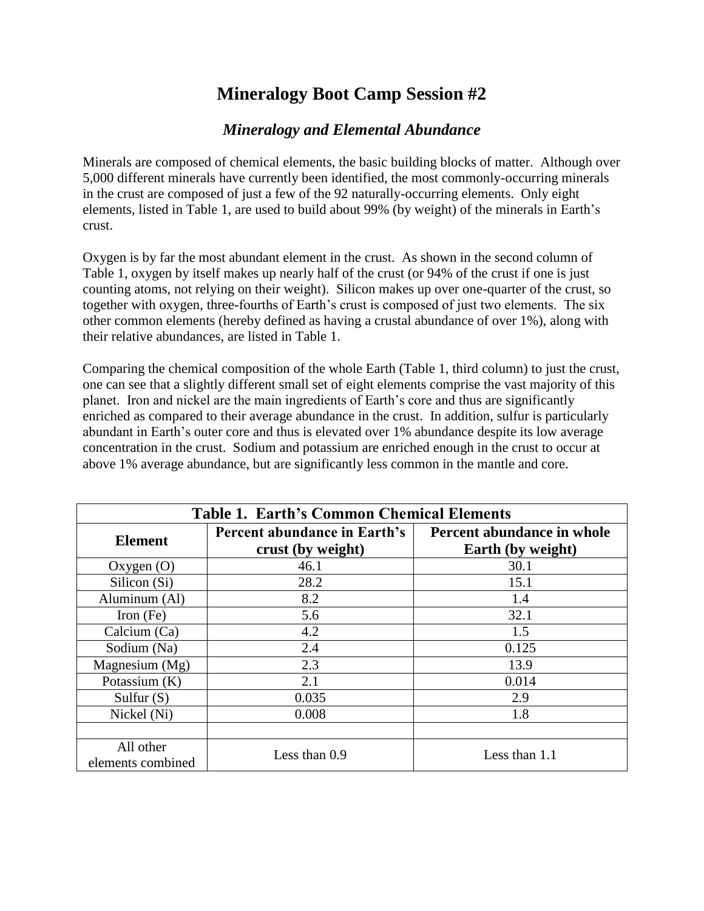# Mineralogy Boot Camp Session #2

## *Mineralogy and Elemental Abundance*

Minerals are composed of chemical elements, the basic building blocks of matter. Although over 5,000 different minerals have currently been identified, the most commonly-occurring minerals in the crust are composed of just a few of the 92 naturally-occurring elements. Only eight elements, listed in Table 1, are used to build about 99% (by weight) of the minerals in Earth's crust.

Oxygen is by far the most abundant element in the crust. As shown in the second column of Table 1, oxygen by itself makes up nearly half of the crust (or 94% of the crust if one is just counting atoms, not relying on their weight). Silicon makes up over one-quarter of the crust, so together with oxygen, three-fourths of Earth's crust is composed of just two elements. The six other common elements (hereby defined as having a crustal abundance of over 1%), along with their relative abundances, are listed in Table 1.

Comparing the chemical composition of the whole Earth (Table 1, third column) to just the crust, one can see that a slightly different small set of eight elements comprise the vast majority of this planet. Iron and nickel are the main ingredients of Earth's core and thus are significantly enriched as compared to their average abundance in the crust. In addition, sulfur is particularly abundant in Earth's outer core and thus is elevated over 1% abundance despite its low average concentration in the crust. Sodium and potassium are enriched enough in the crust to occur at above 1% average abundance, but are significantly less common in the mantle and core.

| **Table 1. Earth's Common Chemical Elements** | | |
|---|---|---|
| **Element** | **Percent abundance in Earth's crust (by weight)** | **Percent abundance in whole Earth (by weight)** |
| Oxygen (O) | 46.1 | 30.1 |
| Silicon (Si) | 28.2 | 15.1 |
| Aluminum (Al) | 8.2 | 1.4 |
| Iron (Fe) | 5.6 | 32.1 |
| Calcium (Ca) | 4.2 | 1.5 |
| Sodium (Na) | 2.4 | 0.125 |
| Magnesium (Mg) | 2.3 | 13.9 |
| Potassium (K) | 2.1 | 0.014 |
| Sulfur (S) | 0.035 | 2.9 |
| Nickel (Ni) | 0.008 | 1.8 |
| | | |
| All other elements combined | Less than 0.9 | Less than 1.1 |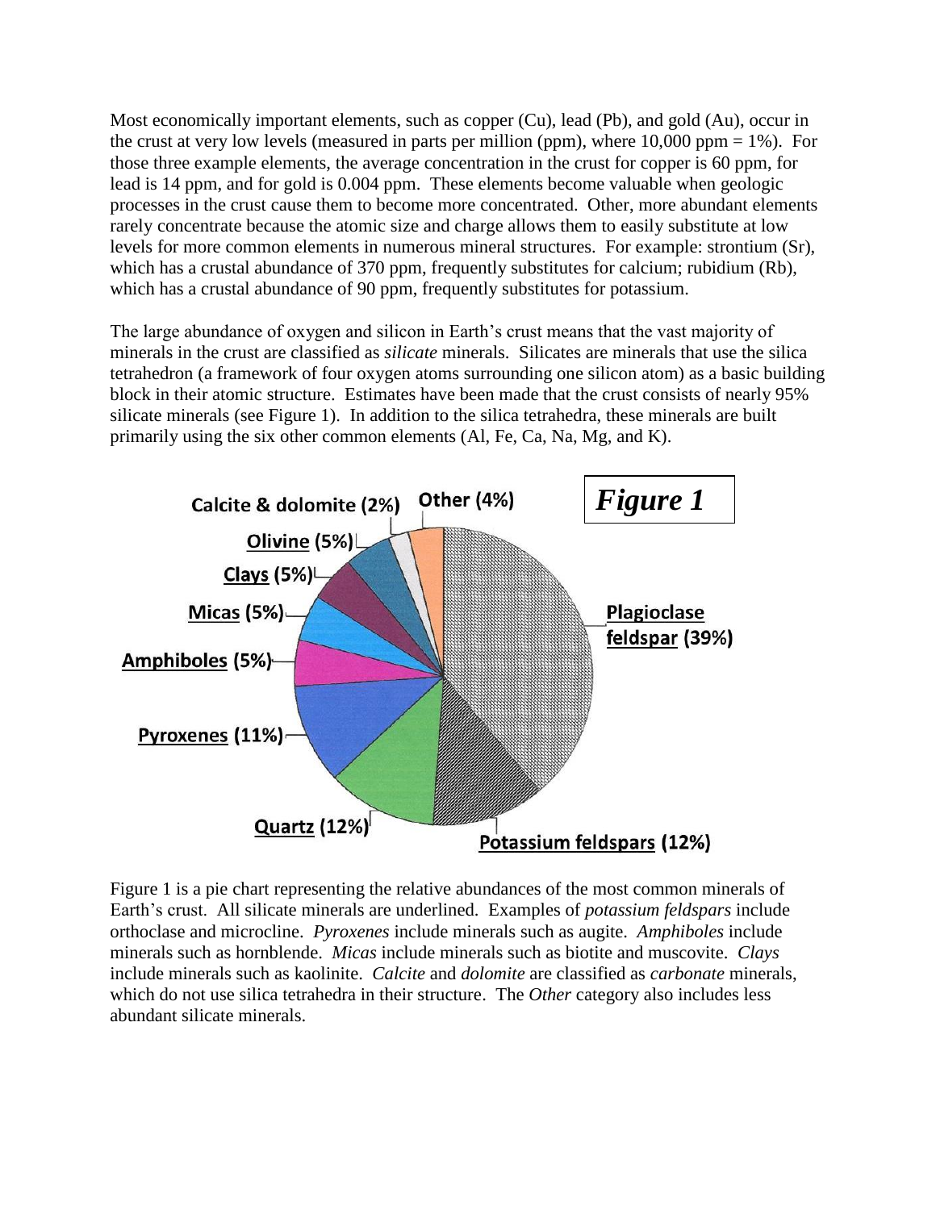Most economically important elements, such as copper (Cu), lead (Pb), and gold (Au), occur in the crust at very low levels (measured in parts per million (ppm), where 10,000 ppm = 1%). For those three example elements, the average concentration in the crust for copper is 60 ppm, for lead is 14 ppm, and for gold is 0.004 ppm. These elements become valuable when geologic processes in the crust cause them to become more concentrated. Other, more abundant elements rarely concentrate because the atomic size and charge allows them to easily substitute at low levels for more common elements in numerous mineral structures. For example: strontium (Sr), which has a crustal abundance of 370 ppm, frequently substitutes for calcium; rubidium (Rb), which has a crustal abundance of 90 ppm, frequently substitutes for potassium.

The large abundance of oxygen and silicon in Earth's crust means that the vast majority of minerals in the crust are classified as *silicate* minerals. Silicates are minerals that use the silica tetrahedron (a framework of four oxygen atoms surrounding one silicon atom) as a basic building block in their atomic structure. Estimates have been made that the crust consists of nearly 95% silicate minerals (see Figure 1). In addition to the silica tetrahedra, these minerals are built primarily using the six other common elements (Al, Fe, Ca, Na, Mg, and K).

***Figure 1***

Calcite & dolomite (2%)
Other (4%)
Olivine (5%)
Clays (5%)
Micas (5%)
Amphiboles (5%)
Pyroxenes (11%)
Quartz (12%)
Potassium feldspars (12%)
Plagioclase feldspar (39%)

Figure 1 is a pie chart representing the relative abundances of the most common minerals of Earth's crust. All silicate minerals are underlined. Examples of *potassium feldspars* include orthoclase and microcline. *Pyroxenes* include minerals such as augite. *Amphiboles* include minerals such as hornblende. *Micas* include minerals such as biotite and muscovite. *Clays* include minerals such as kaolinite. *Calcite* and *dolomite* are classified as *carbonate* minerals, which do not use silica tetrahedra in their structure. The *Other* category also includes less abundant silicate minerals.